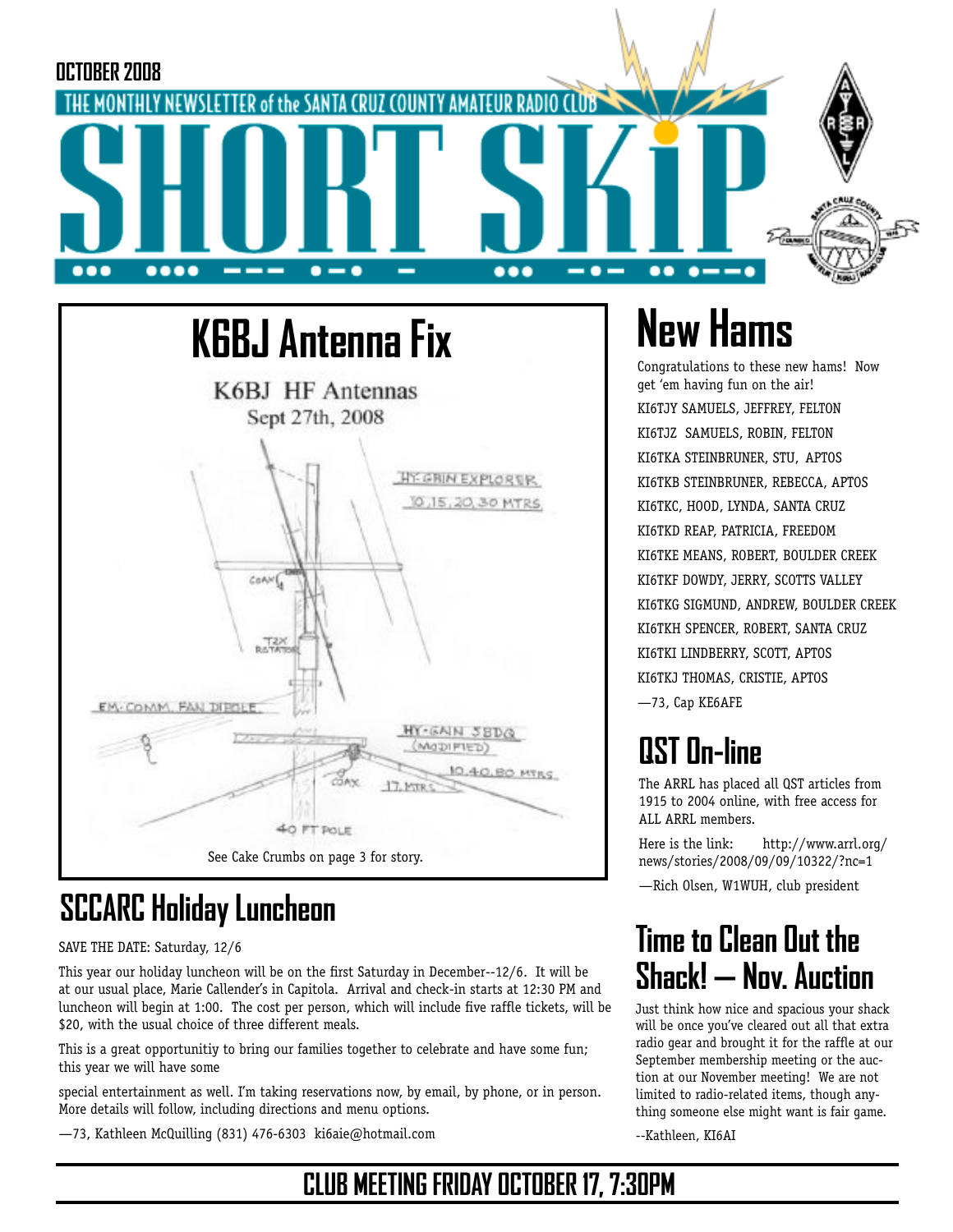OCTOBER 2008

THE MONTHLY NEWSLETTER of the SANTA CRUZ COUNTY AMATEUR RADIO CLUB

# SHORT SKiP

## K6BJ Antenna Fix

K6BJ HF Antennas
Sept 27th, 2008

HY-GAIN EXPLORER
10,15,20,30 MTRS

COAX

T2X ROTATOR

EM-COMM. FAN DIPOLE

HY-GAIN 5BDQ (MODIFIED)
10,40,80 MTRS

COAX

17 MTRS

40 FT POLE

See Cake Crumbs on page 3 for story.

## SCCARC Holiday Luncheon

SAVE THE DATE: Saturday, 12/6

This year our holiday luncheon will be on the first Saturday in December--12/6. It will be at our usual place, Marie Callender's in Capitola. Arrival and check-in starts at 12:30 PM and luncheon will begin at 1:00. The cost per person, which will include five raffle tickets, will be $20, with the usual choice of three different meals.

This is a great opportunitiy to bring our families together to celebrate and have some fun; this year we will have some special entertainment as well. I'm taking reservations now, by email, by phone, or in person. More details will follow, including directions and menu options.

—73, Kathleen McQuilling (831) 476-6303 ki6aie@hotmail.com

## New Hams

Congratulations to these new hams! Now get 'em having fun on the air!

KI6TJY SAMUELS, JEFFREY, FELTON
KI6TJZ SAMUELS, ROBIN, FELTON
KI6TKA STEINBRUNER, STU, APTOS
KI6TKB STEINBRUNER, REBECCA, APTOS
KI6TKC, HOOD, LYNDA, SANTA CRUZ
KI6TKD REAP, PATRICIA, FREEDOM
KI6TKE MEANS, ROBERT, BOULDER CREEK
KI6TKF DOWDY, JERRY, SCOTTS VALLEY
KI6TKG SIGMUND, ANDREW, BOULDER CREEK
KI6TKH SPENCER, ROBERT, SANTA CRUZ
KI6TKI LINDBERRY, SCOTT, APTOS
KI6TKJ THOMAS, CRISTIE, APTOS

—73, Cap KE6AFE

## QST On-line

The ARRL has placed all QST articles from 1915 to 2004 online, with free access for ALL ARRL members.

Here is the link: http://www.arrl.org/news/stories/2008/09/09/10322/?nc=1

—Rich Olsen, W1WUH, club president

## Time to Clean Out the Shack! — Nov. Auction

Just think how nice and spacious your shack will be once you've cleared out all that extra radio gear and brought it for the raffle at our September membership meeting or the auction at our November meeting! We are not limited to radio-related items, though anything someone else might want is fair game.

--Kathleen, KI6AI

**CLUB MEETING FRIDAY OCTOBER 17, 7:30PM**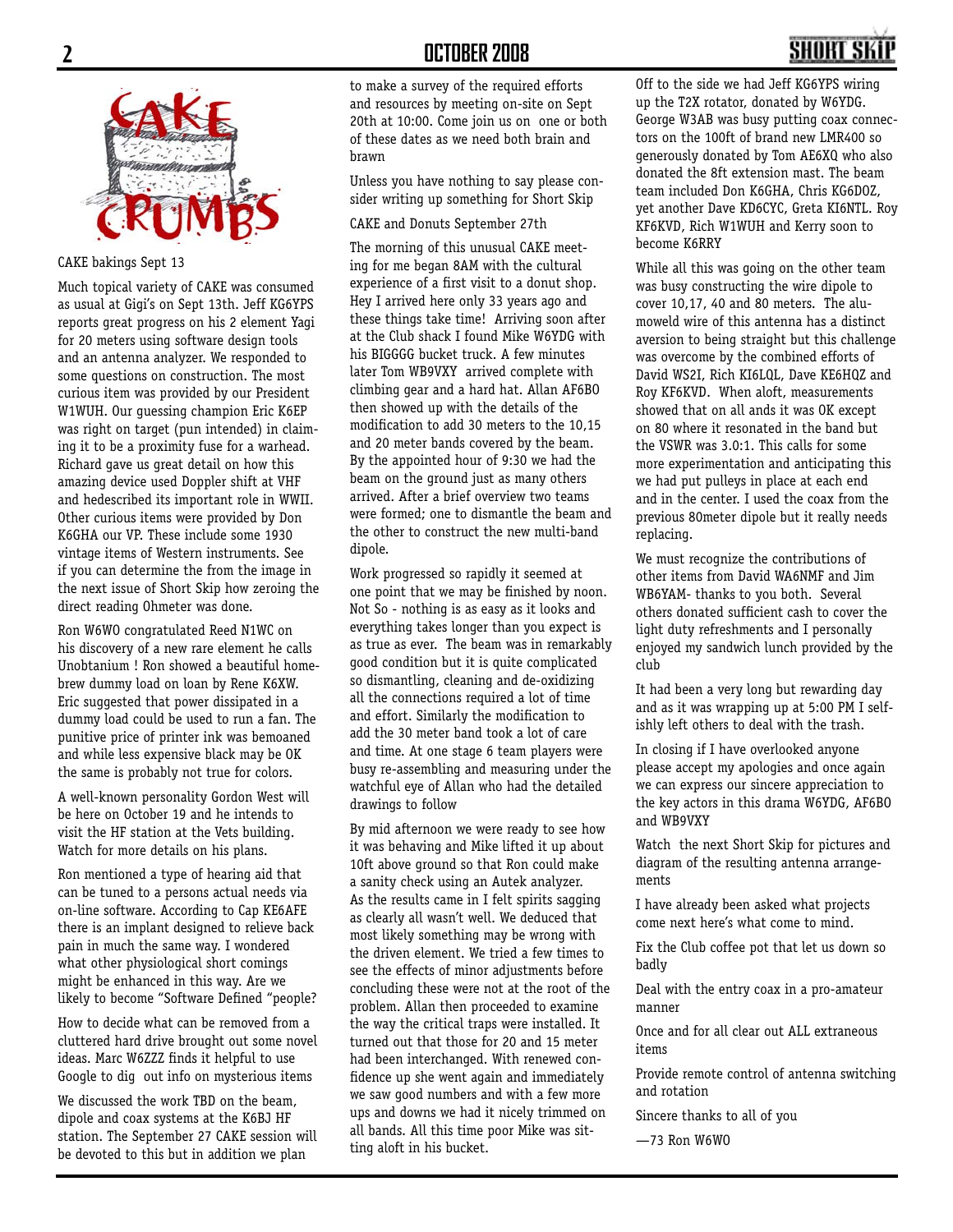CAKE bakings Sept 13

Much topical variety of CAKE was consumed as usual at Gigi's on Sept 13th. Jeff KG6YPS reports great progress on his 2 element Yagi for 20 meters using software design tools and an antenna analyzer. We responded to some questions on construction. The most curious item was provided by our President W1WUH. Our guessing champion Eric K6EP was right on target (pun intended) in claiming it to be a proximity fuse for a warhead. Richard gave us great detail on how this amazing device used Doppler shift at VHF and hedescribed its important role in WWII. Other curious items were provided by Don K6GHA our VP. These include some 1930 vintage items of Western instruments. See if you can determine the from the image in the next issue of Short Skip how zeroing the direct reading Ohmeter was done.

Ron W6WO congratulated Reed N1WC on his discovery of a new rare element he calls Unobtanium ! Ron showed a beautiful home-brew dummy load on loan by Rene K6XW. Eric suggested that power dissipated in a dummy load could be used to run a fan. The punitive price of printer ink was bemoaned and while less expensive black may be OK the same is probably not true for colors.

A well-known personality Gordon West will be here on October 19 and he intends to visit the HF station at the Vets building. Watch for more details on his plans.

Ron mentioned a type of hearing aid that can be tuned to a persons actual needs via on-line software. According to Cap KE6AFE there is an implant designed to relieve back pain in much the same way. I wondered what other physiological short comings might be enhanced in this way. Are we likely to become "Software Defined "people?

How to decide what can be removed from a cluttered hard drive brought out some novel ideas. Marc W6ZZZ finds it helpful to use Google to dig out info on mysterious items

We discussed the work TBD on the beam, dipole and coax systems at the K6BJ HF station. The September 27 CAKE session will be devoted to this but in addition we plan to make a survey of the required efforts and resources by meeting on-site on Sept 20th at 10:00. Come join us on one or both of these dates as we need both brain and brawn

Unless you have nothing to say please consider writing up something for Short Skip

CAKE and Donuts September 27th

The morning of this unusual CAKE meeting for me began 8AM with the cultural experience of a first visit to a donut shop. Hey I arrived here only 33 years ago and these things take time! Arriving soon after at the Club shack I found Mike W6YDG with his BIGGGG bucket truck. A few minutes later Tom WB9VXY arrived complete with climbing gear and a hard hat. Allan AF6BO then showed up with the details of the modification to add 30 meters to the 10,15 and 20 meter bands covered by the beam. By the appointed hour of 9:30 we had the beam on the ground just as many others arrived. After a brief overview two teams were formed; one to dismantle the beam and the other to construct the new multi-band dipole.

Work progressed so rapidly it seemed at one point that we may be finished by noon. Not So - nothing is as easy as it looks and everything takes longer than you expect is as true as ever. The beam was in remarkably good condition but it is quite complicated so dismantling, cleaning and de-oxidizing all the connections required a lot of time and effort. Similarly the modification to add the 30 meter band took a lot of care and time. At one stage 6 team players were busy re-assembling and measuring under the watchful eye of Allan who had the detailed drawings to follow

By mid afternoon we were ready to see how it was behaving and Mike lifted it up about 10ft above ground so that Ron could make a sanity check using an Autek analyzer. As the results came in I felt spirits sagging as clearly all wasn't well. We deduced that most likely something may be wrong with the driven element. We tried a few times to see the effects of minor adjustments before concluding these were not at the root of the problem. Allan then proceeded to examine the way the critical traps were installed. It turned out that those for 20 and 15 meter had been interchanged. With renewed confidence up she went again and immediately we saw good numbers and with a few more ups and downs we had it nicely trimmed on all bands. All this time poor Mike was sitting aloft in his bucket.

Off to the side we had Jeff KG6YPS wiring up the T2X rotator, donated by W6YDG. George W3AB was busy putting coax connectors on the 100ft of brand new LMR400 so generously donated by Tom AE6XQ who also donated the 8ft extension mast. The beam team included Don K6GHA, Chris KG6DOZ, yet another Dave KD6CYC, Greta KI6NTL. Roy KF6KVD, Rich W1WUH and Kerry soon to become K6RRY

While all this was going on the other team was busy constructing the wire dipole to cover 10,17, 40 and 80 meters. The alumoweld wire of this antenna has a distinct aversion to being straight but this challenge was overcome by the combined efforts of David WS2I, Rich KI6LQL, Dave KE6HQZ and Roy KF6KVD. When aloft, measurements showed that on all ands it was OK except on 80 where it resonated in the band but the VSWR was 3.0:1. This calls for some more experimentation and anticipating this we had put pulleys in place at each end and in the center. I used the coax from the previous 80meter dipole but it really needs replacing.

We must recognize the contributions of other items from David WA6NMF and Jim WB6YAM- thanks to you both. Several others donated sufficient cash to cover the light duty refreshments and I personally enjoyed my sandwich lunch provided by the club

It had been a very long but rewarding day and as it was wrapping up at 5:00 PM I selfishly left others to deal with the trash.

In closing if I have overlooked anyone please accept my apologies and once again we can express our sincere appreciation to the key actors in this drama W6YDG, AF6BO and WB9VXY

Watch the next Short Skip for pictures and diagram of the resulting antenna arrangements

I have already been asked what projects come next here's what come to mind.

Fix the Club coffee pot that let us down so badly

Deal with the entry coax in a pro-amateur manner

Once and for all clear out ALL extraneous items

Provide remote control of antenna switching and rotation

Sincere thanks to all of you

—73 Ron W6WO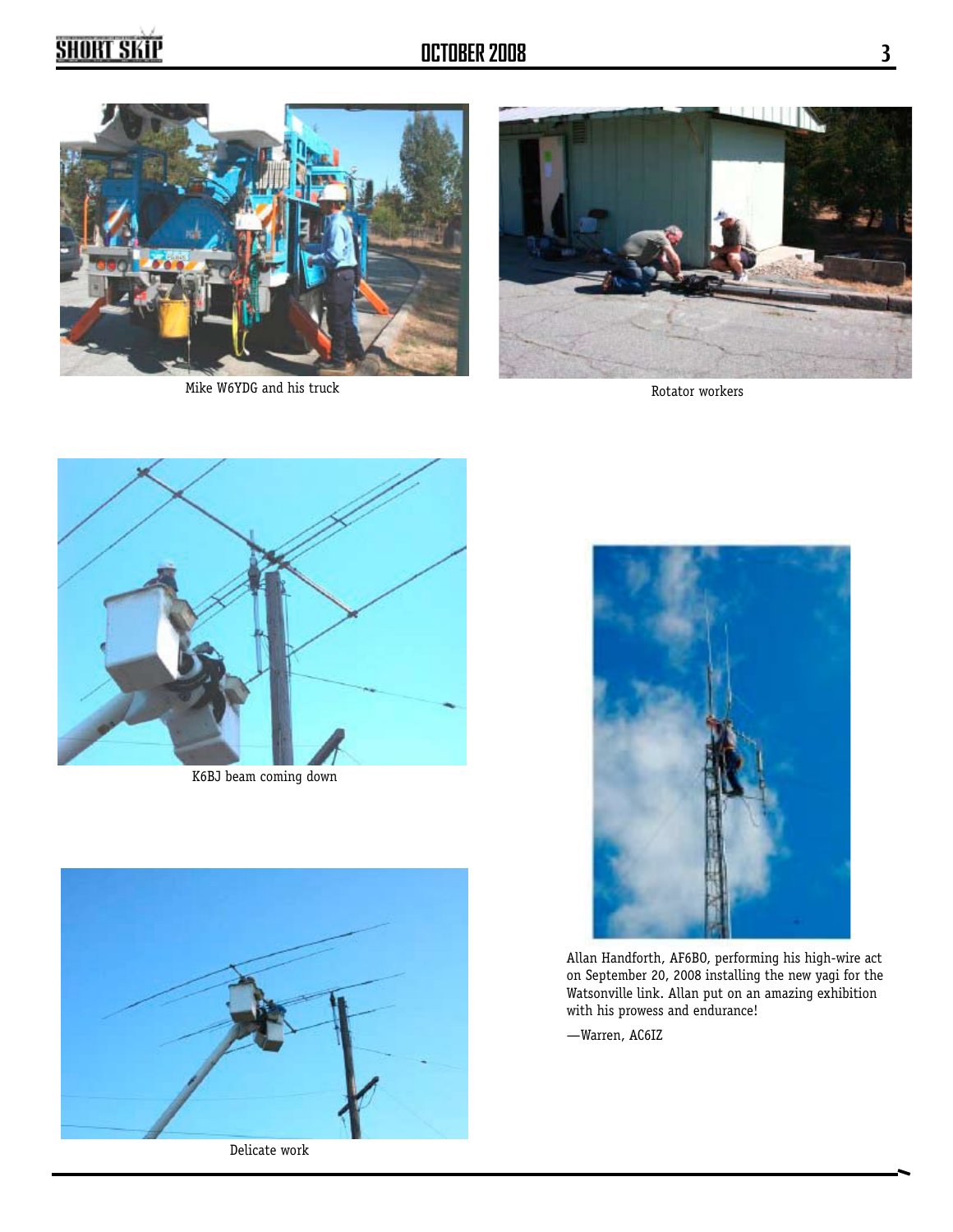Mike W6YDG and his truck

Rotator workers

K6BJ beam coming down

Delicate work

Allan Handforth, AF6BO, performing his high-wire act on September 20, 2008 installing the new yagi for the Watsonville link. Allan put on an amazing exhibition with his prowess and endurance!

—Warren, AC6IZ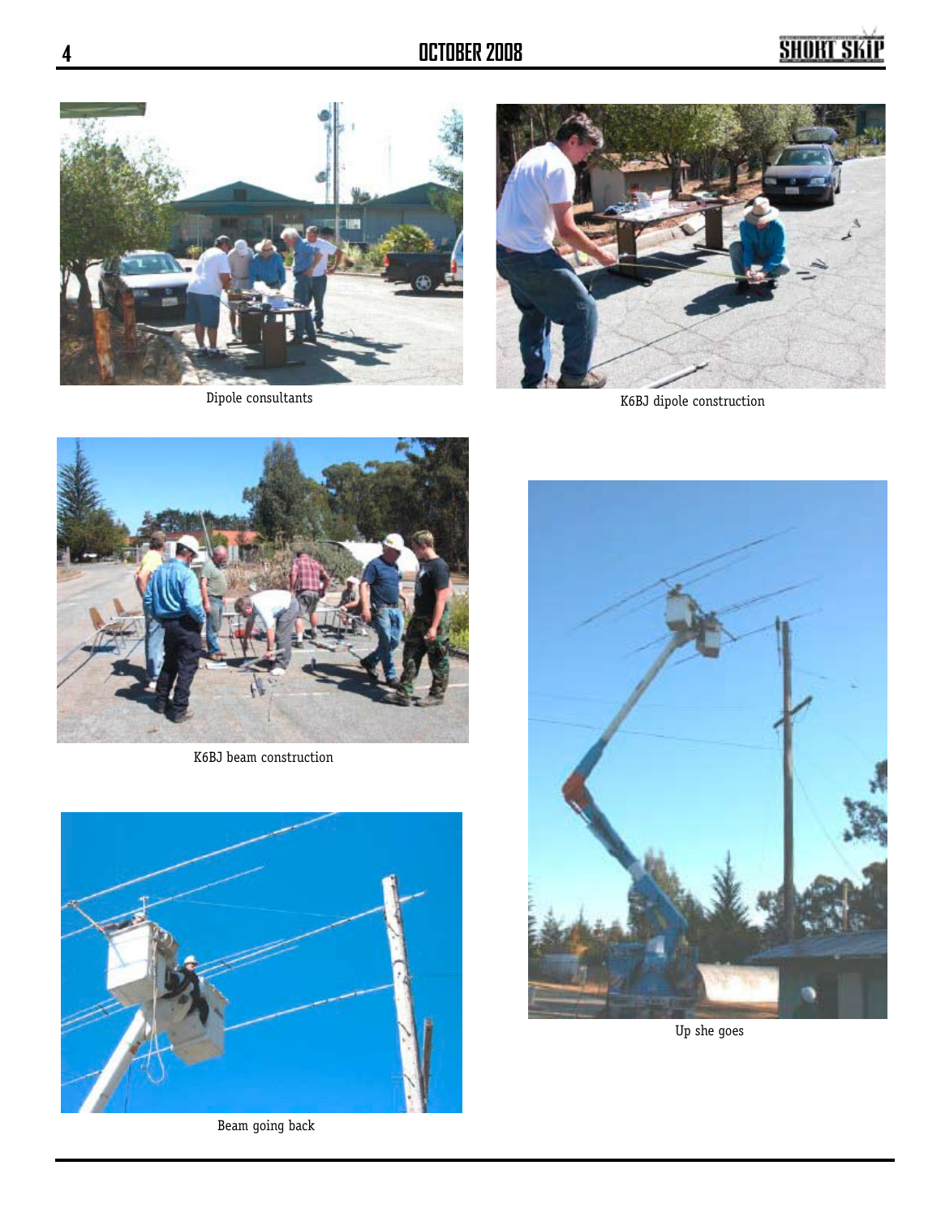Dipole consultants

K6BJ dipole construction

K6BJ beam construction

Beam going back

Up she goes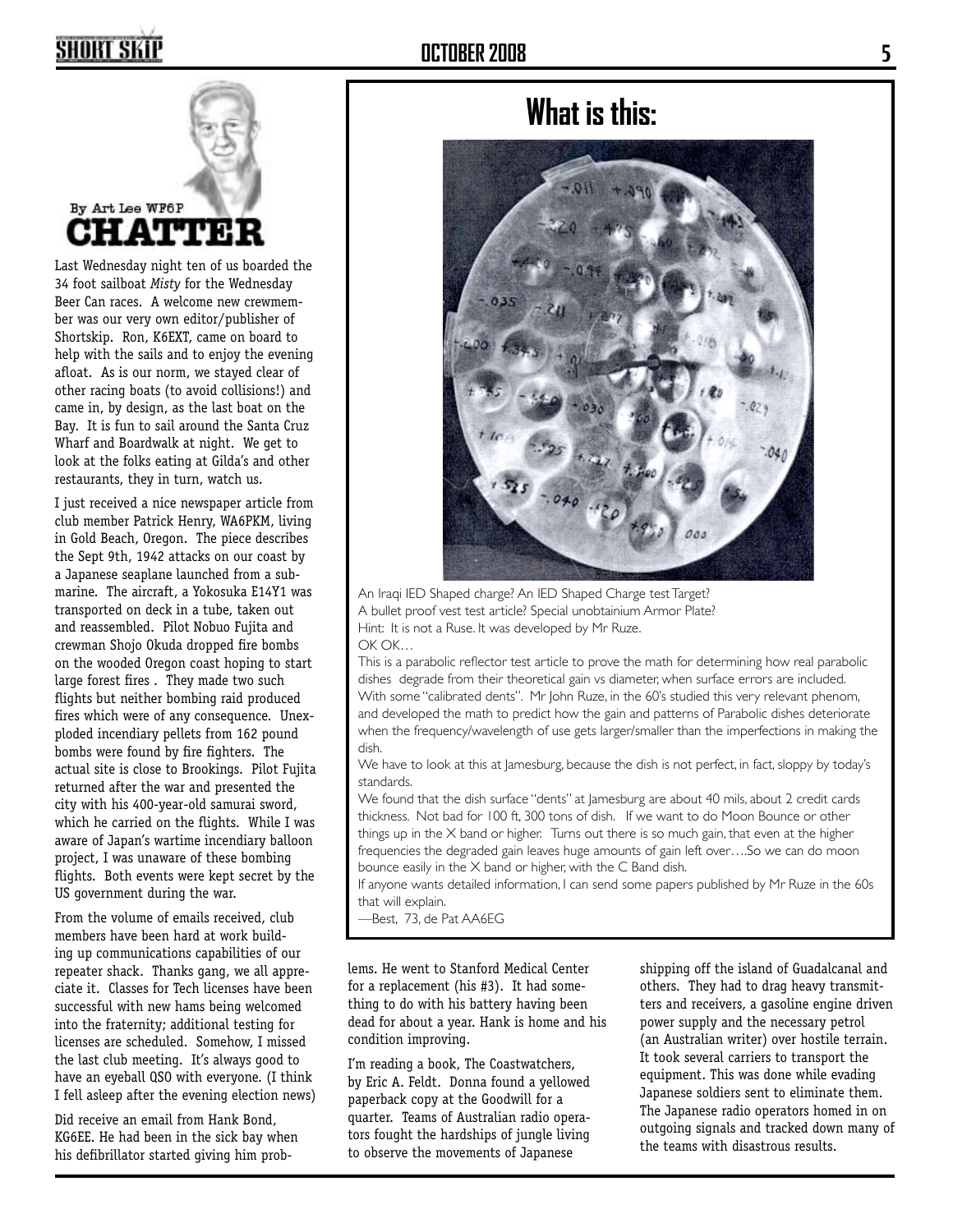# CHATTER

By Art Lee WF6P

Last Wednesday night ten of us boarded the 34 foot sailboat *Misty* for the Wednesday Beer Can races. A welcome new crewmember was our very own editor/publisher of Shortskip. Ron, K6EXT, came on board to help with the sails and to enjoy the evening afloat. As is our norm, we stayed clear of other racing boats (to avoid collisions!) and came in, by design, as the last boat on the Bay. It is fun to sail around the Santa Cruz Wharf and Boardwalk at night. We get to look at the folks eating at Gilda's and other restaurants, they in turn, watch us.

I just received a nice newspaper article from club member Patrick Henry, WA6PKM, living in Gold Beach, Oregon. The piece describes the Sept 9th, 1942 attacks on our coast by a Japanese seaplane launched from a submarine. The aircraft, a Yokosuka E14Y1 was transported on deck in a tube, taken out and reassembled. Pilot Nobuo Fujita and crewman Shojo Okuda dropped fire bombs on the wooded Oregon coast hoping to start large forest fires . They made two such flights but neither bombing raid produced fires which were of any consequence. Unexploded incendiary pellets from 162 pound bombs were found by fire fighters. The actual site is close to Brookings. Pilot Fujita returned after the war and presented the city with his 400-year-old samurai sword, which he carried on the flights. While I was aware of Japan's wartime incendiary balloon project, I was unaware of these bombing flights. Both events were kept secret by the US government during the war.

From the volume of emails received, club members have been hard at work building up communications capabilities of our repeater shack. Thanks gang, we all appreciate it. Classes for Tech licenses have been successful with new hams being welcomed into the fraternity; additional testing for licenses are scheduled. Somehow, I missed the last club meeting. It's always good to have an eyeball QSO with everyone. (I think I fell asleep after the evening election news)

Did receive an email from Hank Bond, KG6EE. He had been in the sick bay when his defibrillator started giving him problems. He went to Stanford Medical Center for a replacement (his #3). It had something to do with his battery having been dead for about a year. Hank is home and his condition improving.

I'm reading a book, The Coastwatchers, by Eric A. Feldt. Donna found a yellowed paperback copy at the Goodwill for a quarter. Teams of Australian radio operators fought the hardships of jungle living to observe the movements of Japanese shipping off the island of Guadalcanal and others. They had to drag heavy transmitters and receivers, a gasoline engine driven power supply and the necessary petrol (an Australian writer) over hostile terrain. It took several carriers to transport the equipment. This was done while evading Japanese soldiers sent to eliminate them. The Japanese radio operators homed in on outgoing signals and tracked down many of the teams with disastrous results.

## What is this:

An Iraqi IED Shaped charge? An IED Shaped Charge test Target?
A bullet proof vest test article? Special unobtainium Armor Plate?
Hint: It is not a Ruse. It was developed by Mr Ruze.
OK OK…

This is a parabolic reflector test article to prove the math for determining how real parabolic dishes degrade from their theoretical gain vs diameter, when surface errors are included. With some "calibrated dents". Mr John Ruze, in the 60's studied this very relevant phenom, and developed the math to predict how the gain and patterns of Parabolic dishes deteriorate when the frequency/wavelength of use gets larger/smaller than the imperfections in making the dish.

We have to look at this at Jamesburg, because the dish is not perfect, in fact, sloppy by today's standards.

We found that the dish surface "dents" at Jamesburg are about 40 mils, about 2 credit cards thickness. Not bad for 100 ft, 300 tons of dish. If we want to do Moon Bounce or other things up in the X band or higher. Turns out there is so much gain, that even at the higher frequencies the degraded gain leaves huge amounts of gain left over….So we can do moon bounce easily in the X band or higher, with the C Band dish.

If anyone wants detailed information, I can send some papers published by Mr Ruze in the 60s that will explain.

—Best, 73, de Pat AA6EG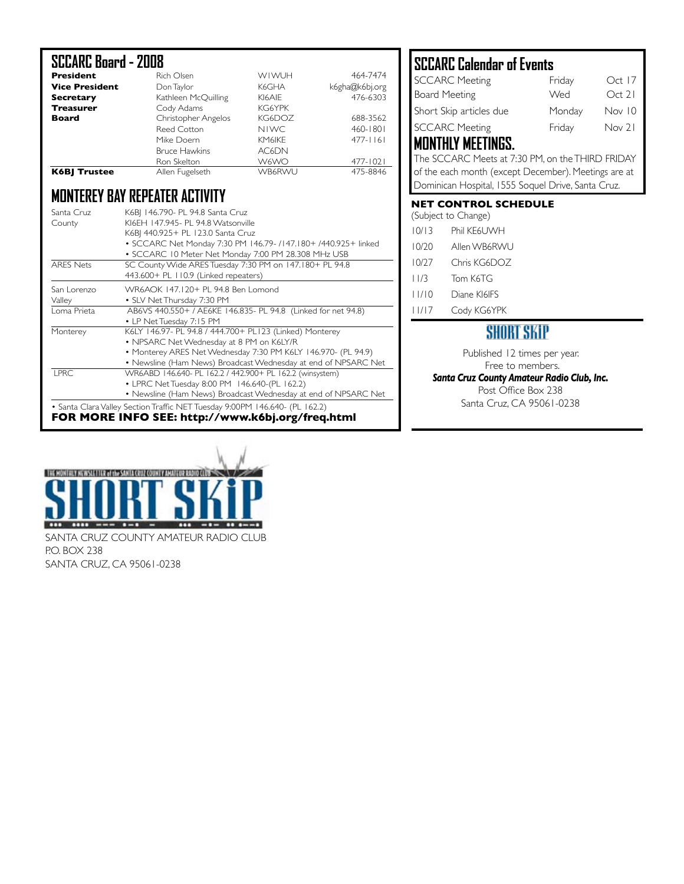## SCCARC Board - 2008

| | | | |
|---|---|---|---|
| **President** | Rich Olsen | W1WUH | 464-7474 |
| **Vice President** | Don Taylor | K6GHA | k6gha@k6bj.org |
| **Secretary** | Kathleen McQuilling | KI6AIE | 476-6303 |
| **Treasurer** | Cody Adams | KG6YPK | |
| **Board** | Christopher Angelos | KG6DOZ | 688-3562 |
| | Reed Cotton | N1WC | 460-1801 |
| | Mike Doern | KM6IKE | 477-1161 |
| | Bruce Hawkins | AC6DN | |
| | Ron Skelton | W6WO | 477-1021 |
| **K6BJ Trustee** | Allen Fugelseth | WB6RWU | 475-8846 |

## MONTEREY BAY REPEATER ACTIVITY

| | |
|---|---|
| Santa Cruz County | K6BJ 146.790- PL 94.8 Santa Cruz<br>KI6EH 147.945- PL 94.8 Watsonville<br>K6BJ 440.925+ PL 123.0 Santa Cruz<br>• SCCARC Net Monday 7:30 PM 146.79- /147.180+ /440.925+ linked<br>• SCCARC 10 Meter Net Monday 7:00 PM 28.308 MHz USB |
| ARES Nets | SC County Wide ARES Tuesday 7:30 PM on 147.180+ PL 94.8<br>443.600+ PL 110.9 (Linked repeaters) |
| San Lorenzo Valley | WR6AOK 147.120+ PL 94.8 Ben Lomond<br>• SLV Net Thursday 7:30 PM |
| Loma Prieta | AB6VS 440.550+ / AE6KE 146.835- PL 94.8 (Linked for net 94.8)<br>• LP Net Tuesday 7:15 PM |
| Monterey | K6LY 146.97- PL 94.8 / 444.700+ PL123 (Linked) Monterey<br>• NPSARC Net Wednesday at 8 PM on K6LY/R<br>• Monterey ARES Net Wednesday 7:30 PM K6LY 146.970- (PL 94.9)<br>• Newsline (Ham News) Broadcast Wednesday at end of NPSARC Net |
| LPRC | WR6ABD 146.640- PL 162.2 / 442.900+ PL 162.2 (winsystem)<br>• LPRC Net Tuesday 8:00 PM 146.640-(PL 162.2)<br>• Newsline (Ham News) Broadcast Wednesday at end of NPSARC Net |

• Santa Clara Valley Section Traffic NET Tuesday 9:00PM 146.640- (PL 162.2)

**FOR MORE INFO SEE: http://www.k6bj.org/freq.html**

## SCCARC Calendar of Events

| | | |
|---|---|---|
| SCCARC Meeting | Friday | Oct 17 |
| Board Meeting | Wed | Oct 21 |
| Short Skip articles due | Monday | Nov 10 |
| SCCARC Meeting | Friday | Nov 21 |

## MONTHLY MEETINGS.

The SCCARC Meets at 7:30 PM, on the THIRD FRIDAY of the each month (except December). Meetings are at Dominican Hospital, 1555 Soquel Drive, Santa Cruz.

### NET CONTROL SCHEDULE

(Subject to Change)

| | |
|---|---|
| 10/13 | Phil KE6UWH |
| 10/20 | Allen WB6RWU |
| 10/27 | Chris KG6DOZ |
| 11/3 | Tom K6TG |
| 11/10 | Diane KI6IFS |
| 11/17 | Cody KG6YPK |

**SHORT SKIP**

Published 12 times per year.
Free to members.
***Santa Cruz County Amateur Radio Club, Inc.***
Post Office Box 238
Santa Cruz, CA 95061-0238

THE MONTHLY NEWSLETTER of the SANTA CRUZ COUNTY AMATEUR RADIO CLUB

SHORT SKIP

SANTA CRUZ COUNTY AMATEUR RADIO CLUB
P.O. BOX 238
SANTA CRUZ, CA 95061-0238